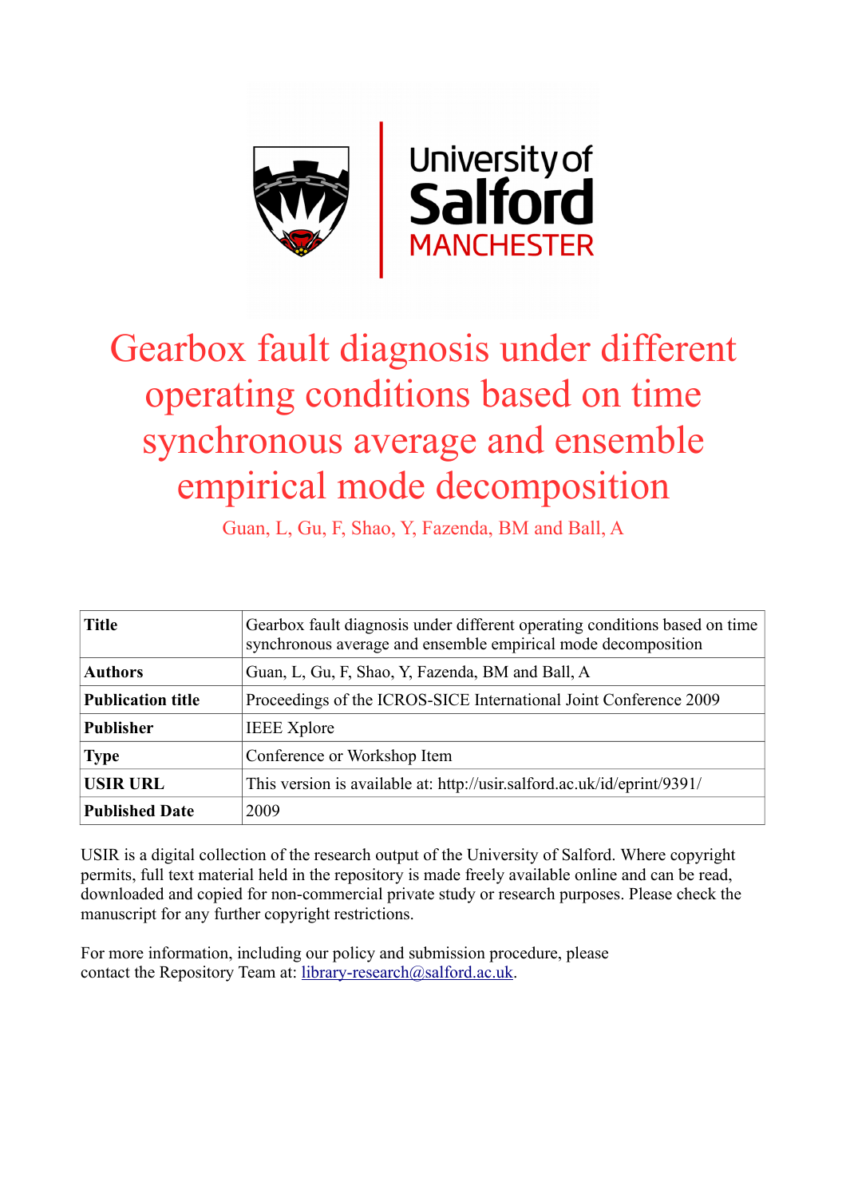# Gearbox fault diagnosis under different operating conditions based on time synchronous average and ensemble empirical mode decomposition

Guan, L, Gu, F, Shao, Y, Fazenda, BM and Ball, A

| **Title** | Gearbox fault diagnosis under different operating conditions based on time synchronous average and ensemble empirical mode decomposition |
|---|---|
| **Authors** | Guan, L, Gu, F, Shao, Y, Fazenda, BM and Ball, A |
| **Publication title** | Proceedings of the ICROS-SICE International Joint Conference 2009 |
| **Publisher** | IEEE Xplore |
| **Type** | Conference or Workshop Item |
| **USIR URL** | This version is available at: http://usir.salford.ac.uk/id/eprint/9391/ |
| **Published Date** | 2009 |

USIR is a digital collection of the research output of the University of Salford. Where copyright permits, full text material held in the repository is made freely available online and can be read, downloaded and copied for non-commercial private study or research purposes. Please check the manuscript for any further copyright restrictions.

For more information, including our policy and submission procedure, please contact the Repository Team at: library-research@salford.ac.uk.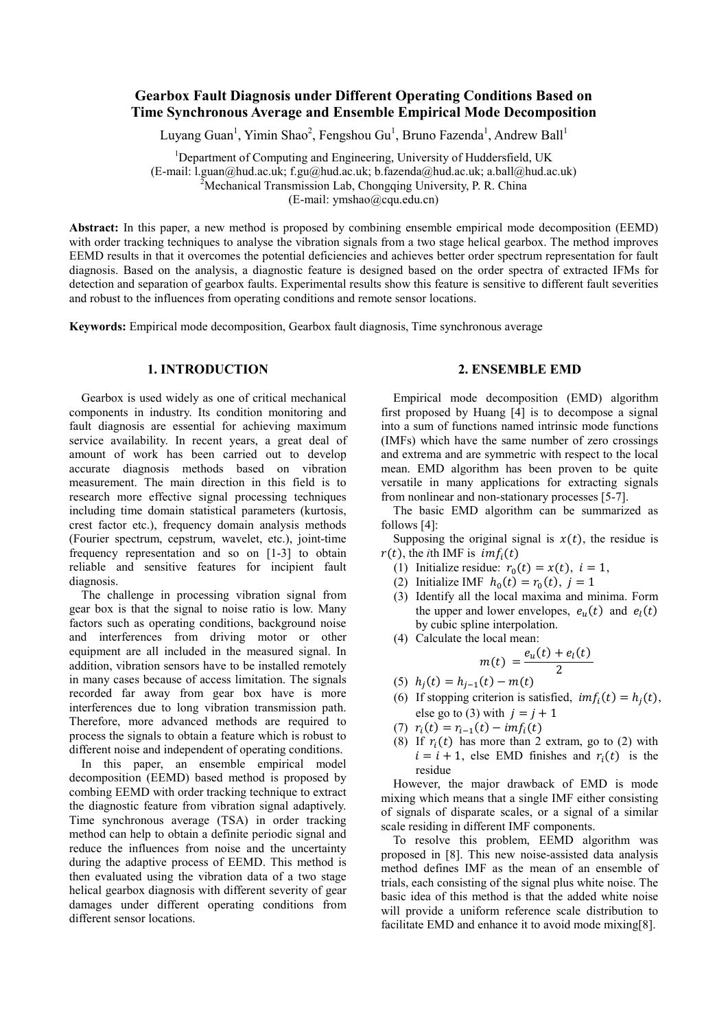# Gearbox Fault Diagnosis under Different Operating Conditions Based on Time Synchronous Average and Ensemble Empirical Mode Decomposition

Luyang Guan[1], Yimin Shao[2], Fengshou Gu[1], Bruno Fazenda[1], Andrew Ball[1]

[1]Department of Computing and Engineering, University of Huddersfield, UK
(E-mail: l.guan@hud.ac.uk; f.gu@hud.ac.uk; b.fazenda@hud.ac.uk; a.ball@hud.ac.uk)
[2]Mechanical Transmission Lab, Chongqing University, P. R. China
(E-mail: ymshao@cqu.edu.cn)

**Abstract:** In this paper, a new method is proposed by combining ensemble empirical mode decomposition (EEMD) with order tracking techniques to analyse the vibration signals from a two stage helical gearbox. The method improves EEMD results in that it overcomes the potential deficiencies and achieves better order spectrum representation for fault diagnosis. Based on the analysis, a diagnostic feature is designed based on the order spectra of extracted IFMs for detection and separation of gearbox faults. Experimental results show this feature is sensitive to different fault severities and robust to the influences from operating conditions and remote sensor locations.

**Keywords:** Empirical mode decomposition, Gearbox fault diagnosis, Time synchronous average

## 1. INTRODUCTION

Gearbox is used widely as one of critical mechanical components in industry. Its condition monitoring and fault diagnosis are essential for achieving maximum service availability. In recent years, a great deal of amount of work has been carried out to develop accurate diagnosis methods based on vibration measurement. The main direction in this field is to research more effective signal processing techniques including time domain statistical parameters (kurtosis, crest factor etc.), frequency domain analysis methods (Fourier spectrum, cepstrum, wavelet, etc.), joint-time frequency representation and so on [1-3] to obtain reliable and sensitive features for incipient fault diagnosis.

The challenge in processing vibration signal from gear box is that the signal to noise ratio is low. Many factors such as operating conditions, background noise and interferences from driving motor or other equipment are all included in the measured signal. In addition, vibration sensors have to be installed remotely in many cases because of access limitation. The signals recorded far away from gear box have is more interferences due to long vibration transmission path. Therefore, more advanced methods are required to process the signals to obtain a feature which is robust to different noise and independent of operating conditions.

In this paper, an ensemble empirical model decomposition (EEMD) based method is proposed by combing EEMD with order tracking technique to extract the diagnostic feature from vibration signal adaptively. Time synchronous average (TSA) in order tracking method can help to obtain a definite periodic signal and reduce the influences from noise and the uncertainty during the adaptive process of EEMD. This method is then evaluated using the vibration data of a two stage helical gearbox diagnosis with different severity of gear damages under different operating conditions from different sensor locations.

## 2. ENSEMBLE EMD

Empirical mode decomposition (EMD) algorithm first proposed by Huang [4] is to decompose a signal into a sum of functions named intrinsic mode functions (IMFs) which have the same number of zero crossings and extrema and are symmetric with respect to the local mean. EMD algorithm has been proven to be quite versatile in many applications for extracting signals from nonlinear and non-stationary processes [5-7].

The basic EMD algorithm can be summarized as follows [4]:

Supposing the original signal is $x(t)$, the residue is $r(t)$, the *i*th IMF is $imf_i(t)$

1. Initialize residue: $r_0(t) = x(t),\ i = 1,$
2. Initialize IMF $h_0(t) = r_0(t),\ j = 1$
3. Identify all the local maxima and minima. Form the upper and lower envelopes, $e_u(t)$ and $e_l(t)$ by cubic spline interpolation.
4. Calculate the local mean:
$$m(t) = \frac{e_u(t) + e_l(t)}{2}$$
5. $h_j(t) = h_{j-1}(t) - m(t)$
6. If stopping criterion is satisfied, $imf_i(t) = h_j(t)$, else go to (3) with $j = j + 1$
7. $r_i(t) = r_{i-1}(t) - imf_i(t)$
8. If $r_i(t)$ has more than 2 extram, go to (2) with $i = i + 1$, else EMD finishes and $r_i(t)$ is the residue

However, the major drawback of EMD is mode mixing which means that a single IMF either consisting of signals of disparate scales, or a signal of a similar scale residing in different IMF components.

To resolve this problem, EEMD algorithm was proposed in [8]. This new noise-assisted data analysis method defines IMF as the mean of an ensemble of trials, each consisting of the signal plus white noise. The basic idea of this method is that the added white noise will provide a uniform reference scale distribution to facilitate EMD and enhance it to avoid mode mixing[8].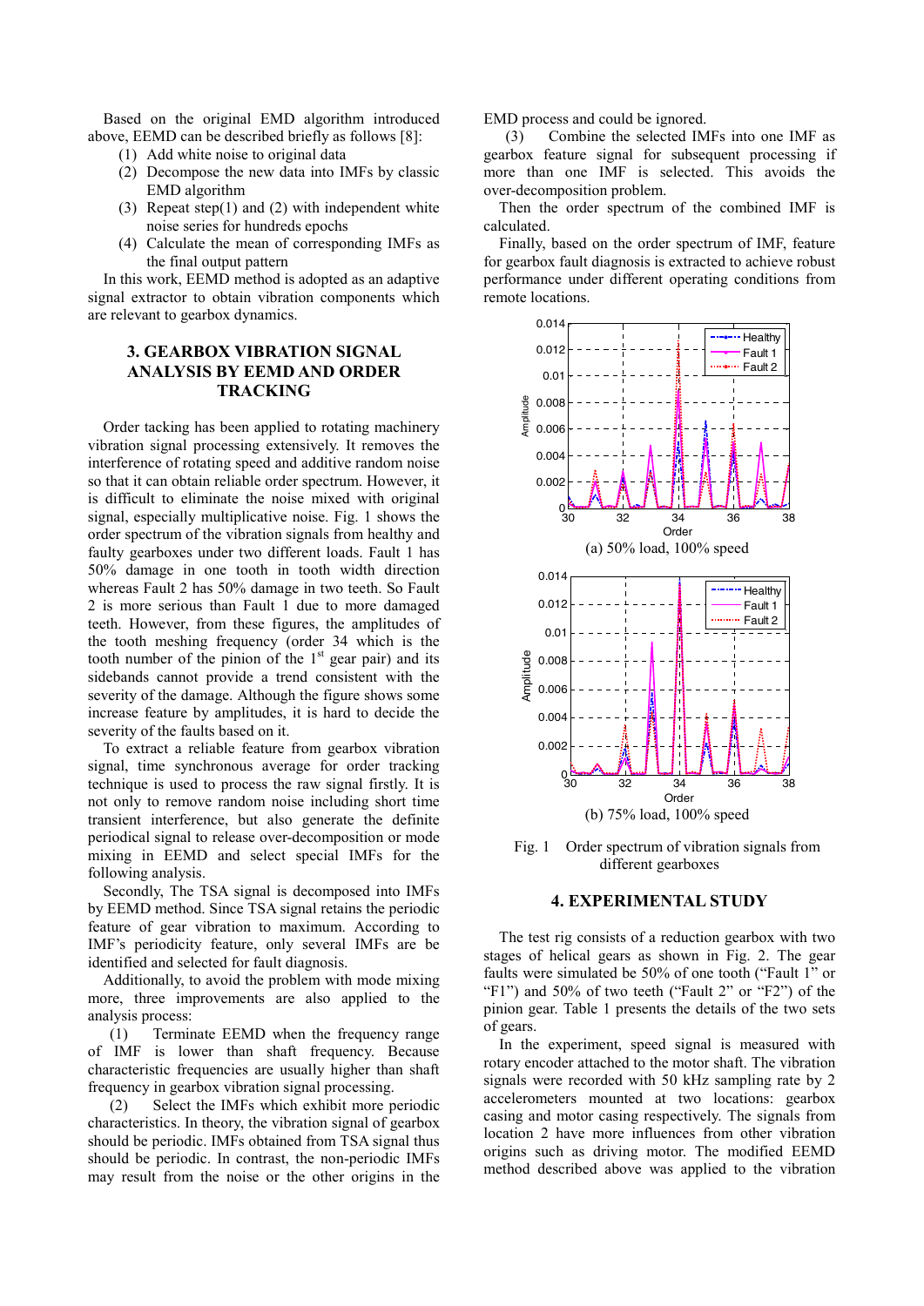Based on the original EMD algorithm introduced above, EEMD can be described briefly as follows [8]:

1. Add white noise to original data
2. Decompose the new data into IMFs by classic EMD algorithm
3. Repeat step(1) and (2) with independent white noise series for hundreds epochs
4. Calculate the mean of corresponding IMFs as the final output pattern

In this work, EEMD method is adopted as an adaptive signal extractor to obtain vibration components which are relevant to gearbox dynamics.

## 3. GEARBOX VIBRATION SIGNAL ANALYSIS BY EEMD AND ORDER TRACKING

Order tacking has been applied to rotating machinery vibration signal processing extensively. It removes the interference of rotating speed and additive random noise so that it can obtain reliable order spectrum. However, it is difficult to eliminate the noise mixed with original signal, especially multiplicative noise. Fig. 1 shows the order spectrum of the vibration signals from healthy and faulty gearboxes under two different loads. Fault 1 has 50% damage in one tooth in tooth width direction whereas Fault 2 has 50% damage in two teeth. So Fault 2 is more serious than Fault 1 due to more damaged teeth. However, from these figures, the amplitudes of the tooth meshing frequency (order 34 which is the tooth number of the pinion of the 1st gear pair) and its sidebands cannot provide a trend consistent with the severity of the damage. Although the figure shows some increase feature by amplitudes, it is hard to decide the severity of the faults based on it.

To extract a reliable feature from gearbox vibration signal, time synchronous average for order tracking technique is used to process the raw signal firstly. It is not only to remove random noise including short time transient interference, but also generate the definite periodical signal to release over-decomposition or mode mixing in EEMD and select special IMFs for the following analysis.

Secondly, The TSA signal is decomposed into IMFs by EEMD method. Since TSA signal retains the periodic feature of gear vibration to maximum. According to IMF's periodicity feature, only several IMFs are be identified and selected for fault diagnosis.

Additionally, to avoid the problem with mode mixing more, three improvements are also applied to the analysis process:

(1) Terminate EEMD when the frequency range of IMF is lower than shaft frequency. Because characteristic frequencies are usually higher than shaft frequency in gearbox vibration signal processing.

(2) Select the IMFs which exhibit more periodic characteristics. In theory, the vibration signal of gearbox should be periodic. IMFs obtained from TSA signal thus should be periodic. In contrast, the non-periodic IMFs may result from the noise or the other origins in the EMD process and could be ignored.

(3) Combine the selected IMFs into one IMF as gearbox feature signal for subsequent processing if more than one IMF is selected. This avoids the over-decomposition problem.

Then the order spectrum of the combined IMF is calculated.

Finally, based on the order spectrum of IMF, feature for gearbox fault diagnosis is extracted to achieve robust performance under different operating conditions from remote locations.

(a) 50% load, 100% speed

(b) 75% load, 100% speed

Fig. 1 Order spectrum of vibration signals from different gearboxes

## 4. EXPERIMENTAL STUDY

The test rig consists of a reduction gearbox with two stages of helical gears as shown in Fig. 2. The gear faults were simulated be 50% of one tooth ("Fault 1" or "F1") and 50% of two teeth ("Fault 2" or "F2") of the pinion gear. Table 1 presents the details of the two sets of gears.

In the experiment, speed signal is measured with rotary encoder attached to the motor shaft. The vibration signals were recorded with 50 kHz sampling rate by 2 accelerometers mounted at two locations: gearbox casing and motor casing respectively. The signals from location 2 have more influences from other vibration origins such as driving motor. The modified EEMD method described above was applied to the vibration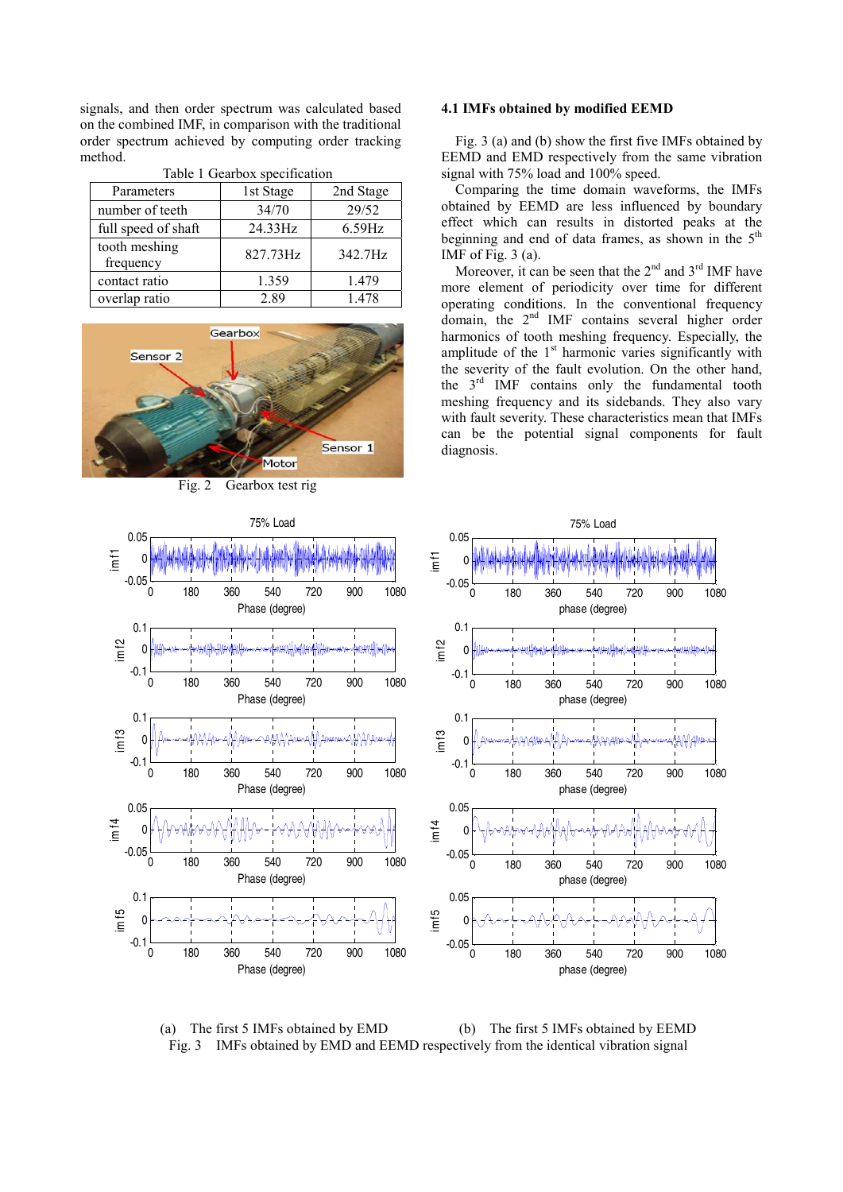signals, and then order spectrum was calculated based on the combined IMF, in comparison with the traditional order spectrum achieved by computing order tracking method.

Table 1 Gearbox specification

| Parameters | 1st Stage | 2nd Stage |
|---|---|---|
| number of teeth | 34/70 | 29/52 |
| full speed of shaft | 24.33Hz | 6.59Hz |
| tooth meshing frequency | 827.73Hz | 342.7Hz |
| contact ratio | 1.359 | 1.479 |
| overlap ratio | 2.89 | 1.478 |

Fig. 2 Gearbox test rig

### 4.1 IMFs obtained by modified EEMD

Fig. 3 (a) and (b) show the first five IMFs obtained by EEMD and EMD respectively from the same vibration signal with 75% load and 100% speed.

Comparing the time domain waveforms, the IMFs obtained by EEMD are less influenced by boundary effect which can results in distorted peaks at the beginning and end of data frames, as shown in the 5$^{th}$ IMF of Fig. 3 (a).

Moreover, it can be seen that the 2$^{nd}$ and 3$^{rd}$ IMF have more element of periodicity over time for different operating conditions. In the conventional frequency domain, the 2$^{nd}$ IMF contains several higher order harmonics of tooth meshing frequency. Especially, the amplitude of the 1$^{st}$ harmonic varies significantly with the severity of the fault evolution. On the other hand, the 3$^{rd}$ IMF contains only the fundamental tooth meshing frequency and its sidebands. They also vary with fault severity. These characteristics mean that IMFs can be the potential signal components for fault diagnosis.

(a) The first 5 IMFs obtained by EMD (b) The first 5 IMFs obtained by EEMD

Fig. 3 IMFs obtained by EMD and EEMD respectively from the identical vibration signal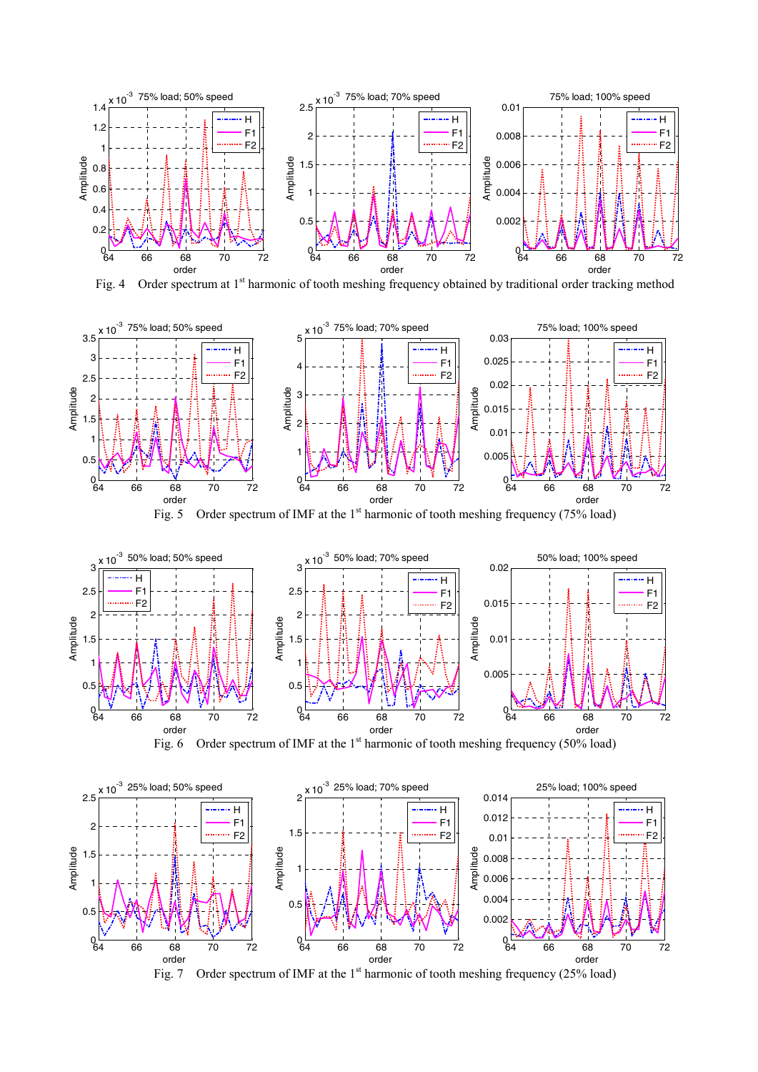Fig. 4 Order spectrum at 1st harmonic of tooth meshing frequency obtained by traditional order tracking method

Fig. 5 Order spectrum of IMF at the 1st harmonic of tooth meshing frequency (75% load)

Fig. 6 Order spectrum of IMF at the 1st harmonic of tooth meshing frequency (50% load)

Fig. 7 Order spectrum of IMF at the 1st harmonic of tooth meshing frequency (25% load)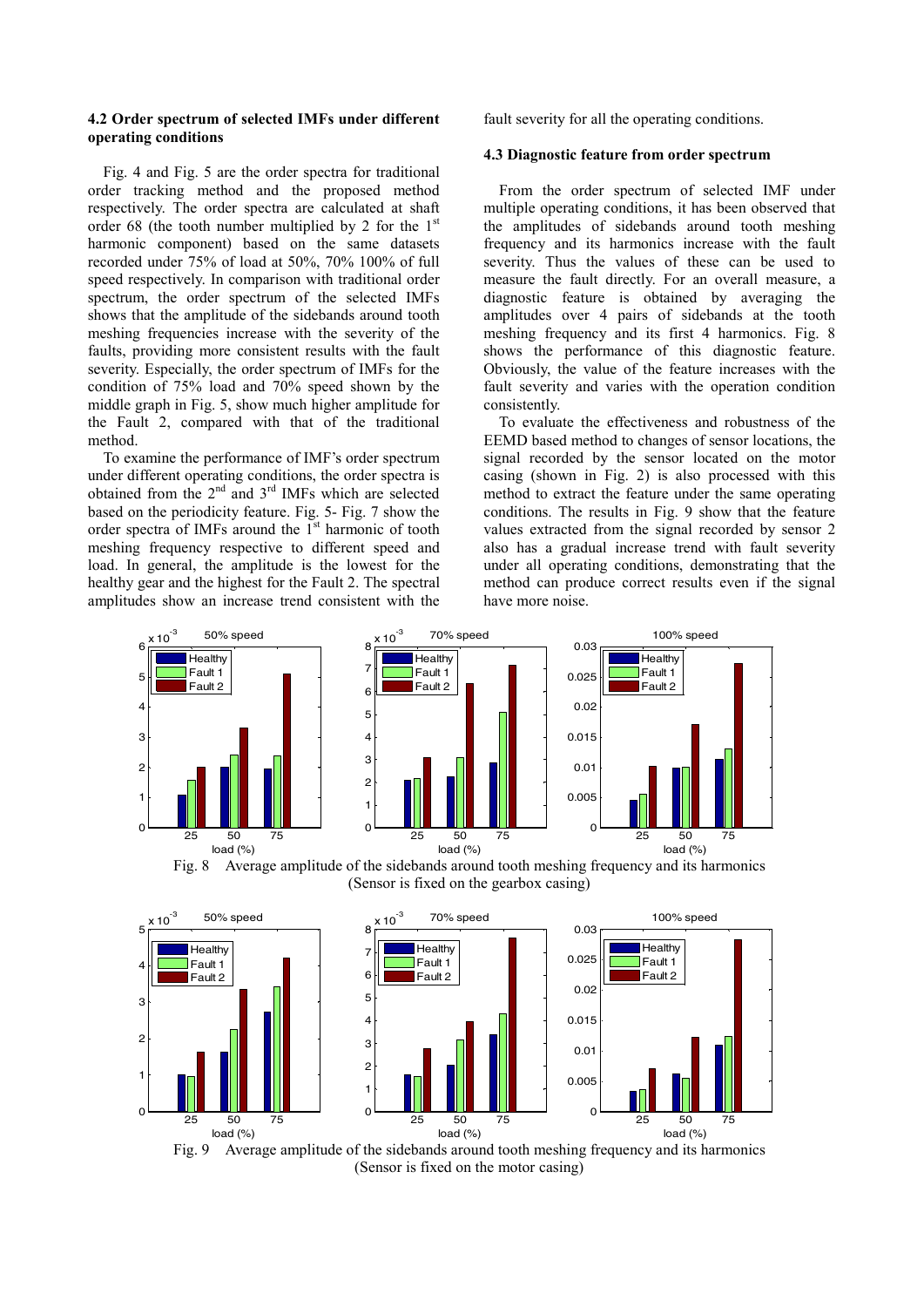### 4.2 Order spectrum of selected IMFs under different operating conditions

Fig. 4 and Fig. 5 are the order spectra for traditional order tracking method and the proposed method respectively. The order spectra are calculated at shaft order 68 (the tooth number multiplied by 2 for the 1st harmonic component) based on the same datasets recorded under 75% of load at 50%, 70% 100% of full speed respectively. In comparison with traditional order spectrum, the order spectrum of the selected IMFs shows that the amplitude of the sidebands around tooth meshing frequencies increase with the severity of the faults, providing more consistent results with the fault severity. Especially, the order spectrum of IMFs for the condition of 75% load and 70% speed shown by the middle graph in Fig. 5, show much higher amplitude for the Fault 2, compared with that of the traditional method.

To examine the performance of IMF's order spectrum under different operating conditions, the order spectra is obtained from the 2nd and 3rd IMFs which are selected based on the periodicity feature. Fig. 5- Fig. 7 show the order spectra of IMFs around the 1st harmonic of tooth meshing frequency respective to different speed and load. In general, the amplitude is the lowest for the healthy gear and the highest for the Fault 2. The spectral amplitudes show an increase trend consistent with the fault severity for all the operating conditions.

### 4.3 Diagnostic feature from order spectrum

From the order spectrum of selected IMF under multiple operating conditions, it has been observed that the amplitudes of sidebands around tooth meshing frequency and its harmonics increase with the fault severity. Thus the values of these can be used to measure the fault directly. For an overall measure, a diagnostic feature is obtained by averaging the amplitudes over 4 pairs of sidebands at the tooth meshing frequency and its first 4 harmonics. Fig. 8 shows the performance of this diagnostic feature. Obviously, the value of the feature increases with the fault severity and varies with the operation condition consistently.

To evaluate the effectiveness and robustness of the EEMD based method to changes of sensor locations, the signal recorded by the sensor located on the motor casing (shown in Fig. 2) is also processed with this method to extract the feature under the same operating conditions. The results in Fig. 9 show that the feature values extracted from the signal recorded by sensor 2 also has a gradual increase trend with fault severity under all operating conditions, demonstrating that the method can produce correct results even if the signal have more noise.

Fig. 8 Average amplitude of the sidebands around tooth meshing frequency and its harmonics (Sensor is fixed on the gearbox casing)

Fig. 9 Average amplitude of the sidebands around tooth meshing frequency and its harmonics (Sensor is fixed on the motor casing)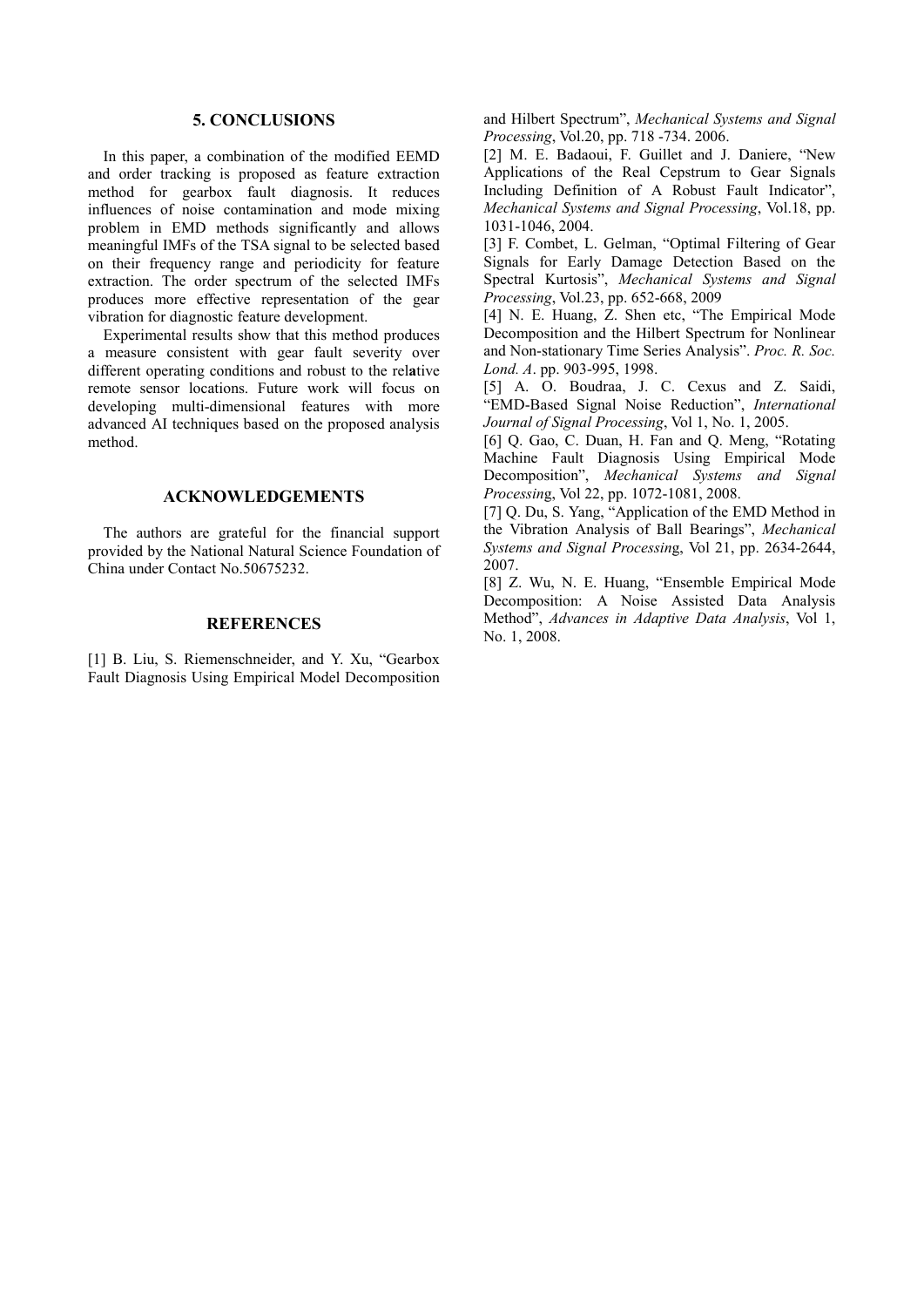## 5. CONCLUSIONS

In this paper, a combination of the modified EEMD and order tracking is proposed as feature extraction method for gearbox fault diagnosis. It reduces influences of noise contamination and mode mixing problem in EMD methods significantly and allows meaningful IMFs of the TSA signal to be selected based on their frequency range and periodicity for feature extraction. The order spectrum of the selected IMFs produces more effective representation of the gear vibration for diagnostic feature development.

Experimental results show that this method produces a measure consistent with gear fault severity over different operating conditions and robust to the relative remote sensor locations. Future work will focus on developing multi-dimensional features with more advanced AI techniques based on the proposed analysis method.

## ACKNOWLEDGEMENTS

The authors are grateful for the financial support provided by the National Natural Science Foundation of China under Contact No.50675232.

## REFERENCES

[1] B. Liu, S. Riemenschneider, and Y. Xu, "Gearbox Fault Diagnosis Using Empirical Model Decomposition and Hilbert Spectrum", *Mechanical Systems and Signal Processing*, Vol.20, pp. 718 -734. 2006.

[2] M. E. Badaoui, F. Guillet and J. Daniere, "New Applications of the Real Cepstrum to Gear Signals Including Definition of A Robust Fault Indicator", *Mechanical Systems and Signal Processing*, Vol.18, pp. 1031-1046, 2004.

[3] F. Combet, L. Gelman, "Optimal Filtering of Gear Signals for Early Damage Detection Based on the Spectral Kurtosis", *Mechanical Systems and Signal Processing*, Vol.23, pp. 652-668, 2009

[4] N. E. Huang, Z. Shen etc, "The Empirical Mode Decomposition and the Hilbert Spectrum for Nonlinear and Non-stationary Time Series Analysis". *Proc. R. Soc. Lond. A*. pp. 903-995, 1998.

[5] A. O. Boudraa, J. C. Cexus and Z. Saidi, "EMD-Based Signal Noise Reduction", *International Journal of Signal Processing*, Vol 1, No. 1, 2005.

[6] Q. Gao, C. Duan, H. Fan and Q. Meng, "Rotating Machine Fault Diagnosis Using Empirical Mode Decomposition", *Mechanical Systems and Signal Processing*, Vol 22, pp. 1072-1081, 2008.

[7] Q. Du, S. Yang, "Application of the EMD Method in the Vibration Analysis of Ball Bearings", *Mechanical Systems and Signal Processing*, Vol 21, pp. 2634-2644, 2007.

[8] Z. Wu, N. E. Huang, "Ensemble Empirical Mode Decomposition: A Noise Assisted Data Analysis Method", *Advances in Adaptive Data Analysis*, Vol 1, No. 1, 2008.